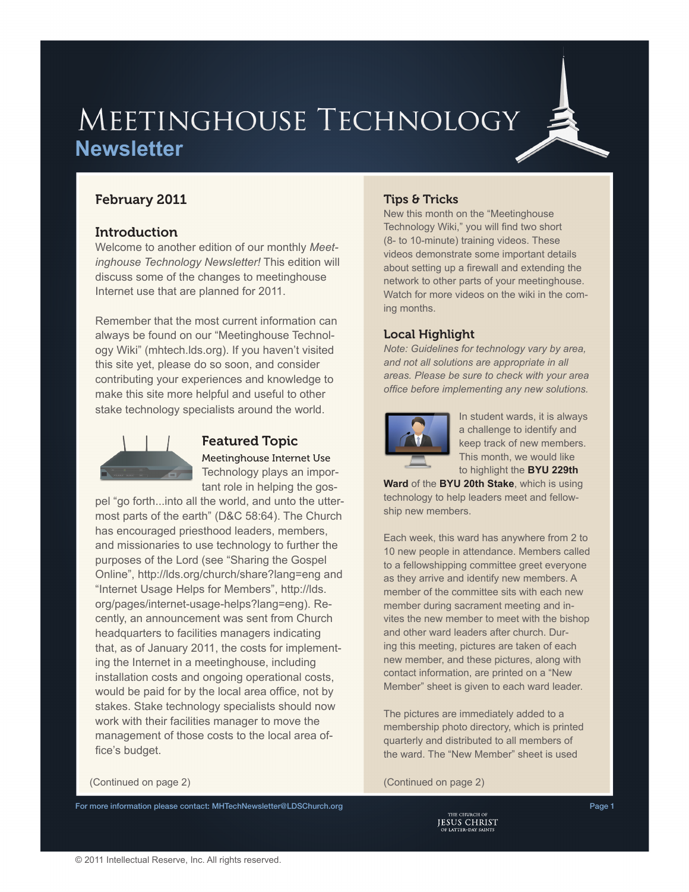// Meetinghouse Technology

## Newsletter

### February 2011

### Introduction

Welcome to another edition of our monthly *Meetinghouse Technology Newsletter!* This edition will discuss some of the changes to meetinghouse Internet use that are planned for 2011.

Remember that the most current information can always be found on our "Meetinghouse Technology Wiki" (mhtech.lds.org). If you haven't visited this site yet, please do so soon, and consider contributing your experiences and knowledge to make this site more helpful and useful to other stake technology specialists around the world.

### Featured Topic

Meetinghouse Internet Use

Technology plays an important role in helping the gospel "go forth...into all the world, and unto the uttermost parts of the earth" (D&C 58:64). The Church has encouraged priesthood leaders, members, and missionaries to use technology to further the purposes of the Lord (see "Sharing the Gospel Online", http://lds.org/church/share?lang=eng and "Internet Usage Helps for Members", http://lds.org/pages/internet-usage-helps?lang=eng). Recently, an announcement was sent from Church headquarters to facilities managers indicating that, as of January 2011, the costs for implementing the Internet in a meetinghouse, including installation costs and ongoing operational costs, would be paid for by the local area office, not by stakes. Stake technology specialists should now work with their facilities manager to move the management of those costs to the local area office's budget.

(Continued on page 2)

### Tips & Tricks

New this month on the "Meetinghouse Technology Wiki," you will find two short (8- to 10-minute) training videos. These videos demonstrate some important details about setting up a firewall and extending the network to other parts of your meetinghouse. Watch for more videos on the wiki in the coming months.

### Local Highlight

*Note: Guidelines for technology vary by area, and not all solutions are appropriate in all areas. Please be sure to check with your area office before implementing any new solutions.*

In student wards, it is always a challenge to identify and keep track of new members. This month, we would like to highlight the **BYU 229th Ward** of the **BYU 20th Stake**, which is using technology to help leaders meet and fellowship new members.

Each week, this ward has anywhere from 2 to 10 new people in attendance. Members called to a fellowshipping committee greet everyone as they arrive and identify new members. A member of the committee sits with each new member during sacrament meeting and invites the new member to meet with the bishop and other ward leaders after church. During this meeting, pictures are taken of each new member, and these pictures, along with contact information, are printed on a "New Member" sheet is given to each ward leader.

The pictures are immediately added to a membership photo directory, which is printed quarterly and distributed to all members of the ward. The "New Member" sheet is used

(Continued on page 2)

For more information please contact: MHTechNewsletter@LDSChurch.org

The Church of Jesus Christ of Latter-day Saints

© 2011 Intellectual Reserve, Inc. All rights reserved.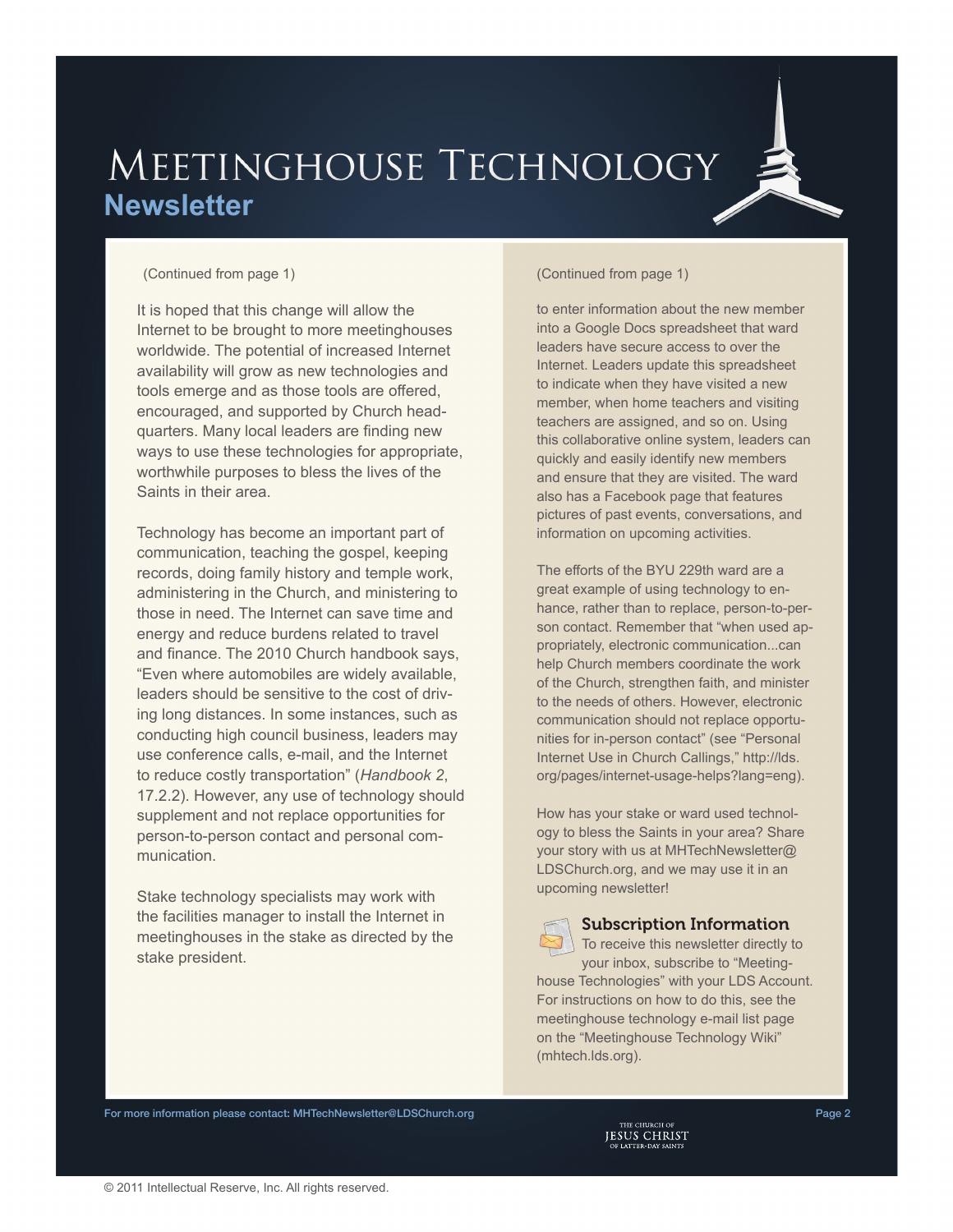# Meetinghouse Technology

## Newsletter

(Continued from page 1)

It is hoped that this change will allow the Internet to be brought to more meetinghouses worldwide. The potential of increased Internet availability will grow as new technologies and tools emerge and as those tools are offered, encouraged, and supported by Church headquarters. Many local leaders are finding new ways to use these technologies for appropriate, worthwhile purposes to bless the lives of the Saints in their area.

Technology has become an important part of communication, teaching the gospel, keeping records, doing family history and temple work, administering in the Church, and ministering to those in need. The Internet can save time and energy and reduce burdens related to travel and finance. The 2010 Church handbook says, "Even where automobiles are widely available, leaders should be sensitive to the cost of driving long distances. In some instances, such as conducting high council business, leaders may use conference calls, e-mail, and the Internet to reduce costly transportation" (*Handbook 2*, 17.2.2). However, any use of technology should supplement and not replace opportunities for person-to-person contact and personal communication.

Stake technology specialists may work with the facilities manager to install the Internet in meetinghouses in the stake as directed by the stake president.

(Continued from page 1)

to enter information about the new member into a Google Docs spreadsheet that ward leaders have secure access to over the Internet. Leaders update this spreadsheet to indicate when they have visited a new member, when home teachers and visiting teachers are assigned, and so on. Using this collaborative online system, leaders can quickly and easily identify new members and ensure that they are visited. The ward also has a Facebook page that features pictures of past events, conversations, and information on upcoming activities.

The efforts of the BYU 229th ward are a great example of using technology to enhance, rather than to replace, person-to-person contact. Remember that "when used appropriately, electronic communication...can help Church members coordinate the work of the Church, strengthen faith, and minister to the needs of others. However, electronic communication should not replace opportunities for in-person contact" (see "Personal Internet Use in Church Callings," http://lds.org/pages/internet-usage-helps?lang=eng).

How has your stake or ward used technology to bless the Saints in your area? Share your story with us at MHTechNewsletter@LDSChurch.org, and we may use it in an upcoming newsletter!

### Subscription Information

To receive this newsletter directly to your inbox, subscribe to "Meetinghouse Technologies" with your LDS Account. For instructions on how to do this, see the meetinghouse technology e-mail list page on the "Meetinghouse Technology Wiki" (mhtech.lds.org).

For more information please contact: MHTechNewsletter@LDSChurch.org

The Church of Jesus Christ of Latter-day Saints

© 2011 Intellectual Reserve, Inc. All rights reserved.